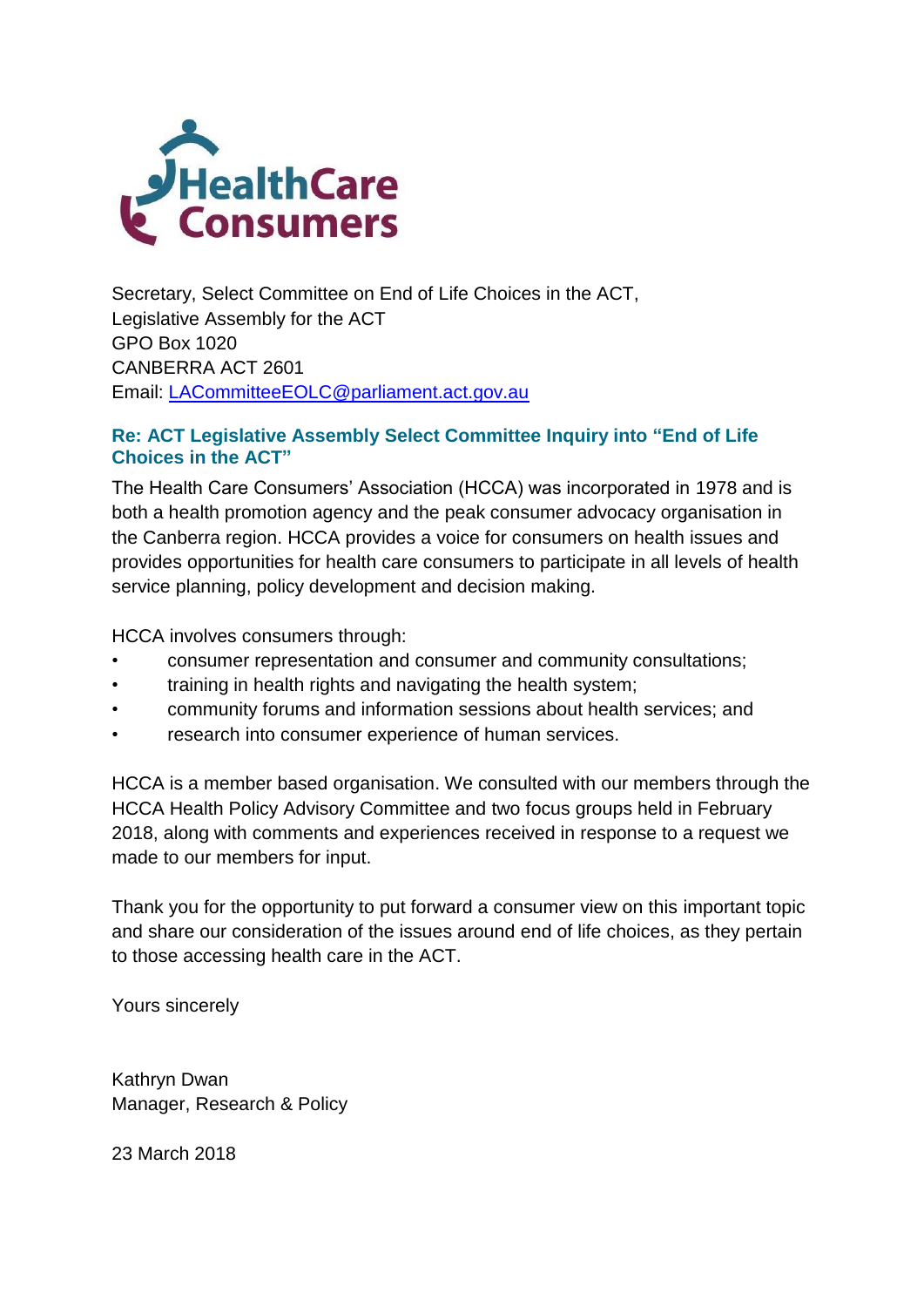HealthCare Consumers

Secretary, Select Committee on End of Life Choices in the ACT,
Legislative Assembly for the ACT
GPO Box 1020
CANBERRA ACT 2601
Email: [LACommitteeEOLC@parliament.act.gov.au](mailto:LACommitteeEOLC@parliament.act.gov.au)

### Re: ACT Legislative Assembly Select Committee Inquiry into "End of Life Choices in the ACT"

The Health Care Consumers' Association (HCCA) was incorporated in 1978 and is both a health promotion agency and the peak consumer advocacy organisation in the Canberra region. HCCA provides a voice for consumers on health issues and provides opportunities for health care consumers to participate in all levels of health service planning, policy development and decision making.

HCCA involves consumers through:

- consumer representation and consumer and community consultations;
- training in health rights and navigating the health system;
- community forums and information sessions about health services; and
- research into consumer experience of human services.

HCCA is a member based organisation. We consulted with our members through the HCCA Health Policy Advisory Committee and two focus groups held in February 2018, along with comments and experiences received in response to a request we made to our members for input.

Thank you for the opportunity to put forward a consumer view on this important topic and share our consideration of the issues around end of life choices, as they pertain to those accessing health care in the ACT.

Yours sincerely

Kathryn Dwan
Manager, Research & Policy

23 March 2018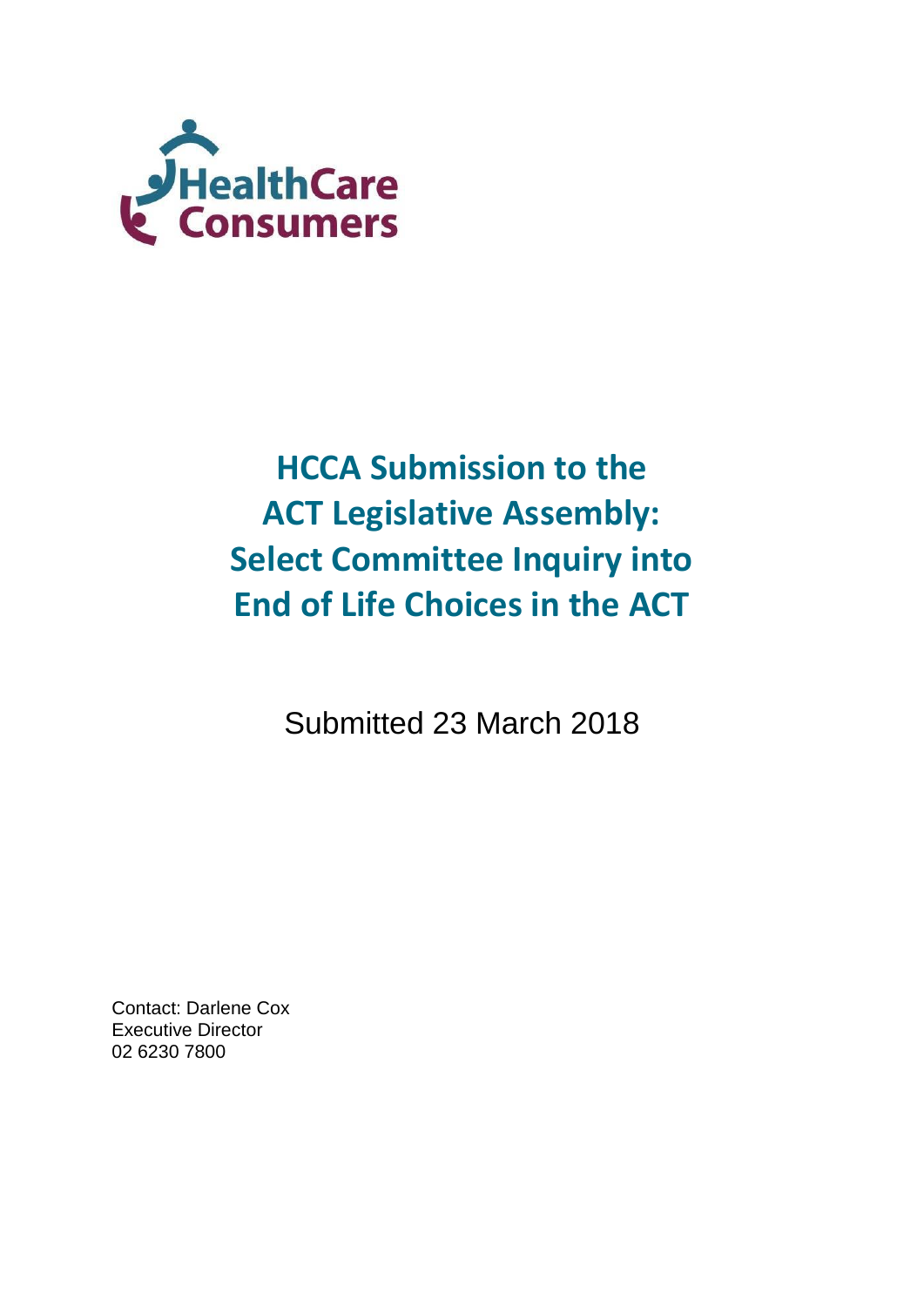HealthCare Consumers

# HCCA Submission to the ACT Legislative Assembly: Select Committee Inquiry into End of Life Choices in the ACT

Submitted 23 March 2018

Contact: Darlene Cox
Executive Director
02 6230 7800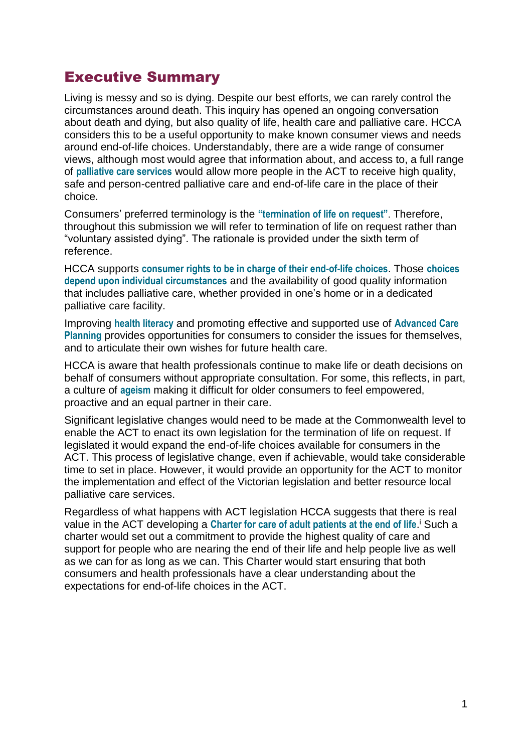## Executive Summary

Living is messy and so is dying. Despite our best efforts, we can rarely control the circumstances around death. This inquiry has opened an ongoing conversation about death and dying, but also quality of life, health care and palliative care. HCCA considers this to be a useful opportunity to make known consumer views and needs around end-of-life choices. Understandably, there are a wide range of consumer views, although most would agree that information about, and access to, a full range of **palliative care services** would allow more people in the ACT to receive high quality, safe and person-centred palliative care and end-of-life care in the place of their choice.

Consumers' preferred terminology is the **"termination of life on request"**. Therefore, throughout this submission we will refer to termination of life on request rather than "voluntary assisted dying". The rationale is provided under the sixth term of reference.

HCCA supports **consumer rights to be in charge of their end-of-life choices**. Those **choices depend upon individual circumstances** and the availability of good quality information that includes palliative care, whether provided in one's home or in a dedicated palliative care facility.

Improving **health literacy** and promoting effective and supported use of **Advanced Care Planning** provides opportunities for consumers to consider the issues for themselves, and to articulate their own wishes for future health care.

HCCA is aware that health professionals continue to make life or death decisions on behalf of consumers without appropriate consultation. For some, this reflects, in part, a culture of **ageism** making it difficult for older consumers to feel empowered, proactive and an equal partner in their care.

Significant legislative changes would need to be made at the Commonwealth level to enable the ACT to enact its own legislation for the termination of life on request. If legislated it would expand the end-of-life choices available for consumers in the ACT. This process of legislative change, even if achievable, would take considerable time to set in place. However, it would provide an opportunity for the ACT to monitor the implementation and effect of the Victorian legislation and better resource local palliative care services.

Regardless of what happens with ACT legislation HCCA suggests that there is real value in the ACT developing a **Charter for care of adult patients at the end of life**.[i] Such a charter would set out a commitment to provide the highest quality of care and support for people who are nearing the end of their life and help people live as well as we can for as long as we can. This Charter would start ensuring that both consumers and health professionals have a clear understanding about the expectations for end-of-life choices in the ACT.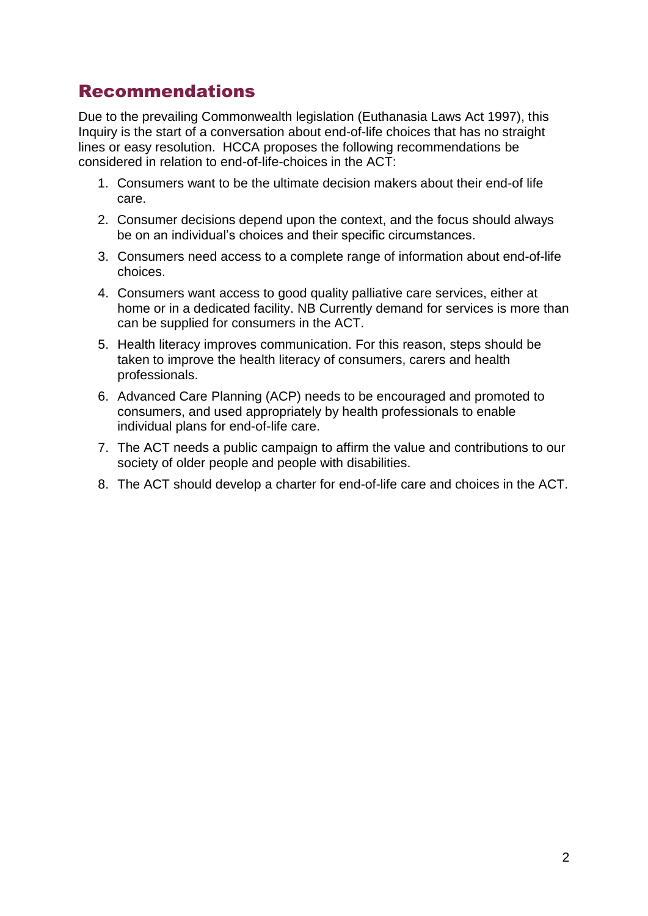## Recommendations

Due to the prevailing Commonwealth legislation (Euthanasia Laws Act 1997), this Inquiry is the start of a conversation about end-of-life choices that has no straight lines or easy resolution. HCCA proposes the following recommendations be considered in relation to end-of-life-choices in the ACT:

1. Consumers want to be the ultimate decision makers about their end-of life care.
2. Consumer decisions depend upon the context, and the focus should always be on an individual's choices and their specific circumstances.
3. Consumers need access to a complete range of information about end-of-life choices.
4. Consumers want access to good quality palliative care services, either at home or in a dedicated facility. NB Currently demand for services is more than can be supplied for consumers in the ACT.
5. Health literacy improves communication. For this reason, steps should be taken to improve the health literacy of consumers, carers and health professionals.
6. Advanced Care Planning (ACP) needs to be encouraged and promoted to consumers, and used appropriately by health professionals to enable individual plans for end-of-life care.
7. The ACT needs a public campaign to affirm the value and contributions to our society of older people and people with disabilities.
8. The ACT should develop a charter for end-of-life care and choices in the ACT.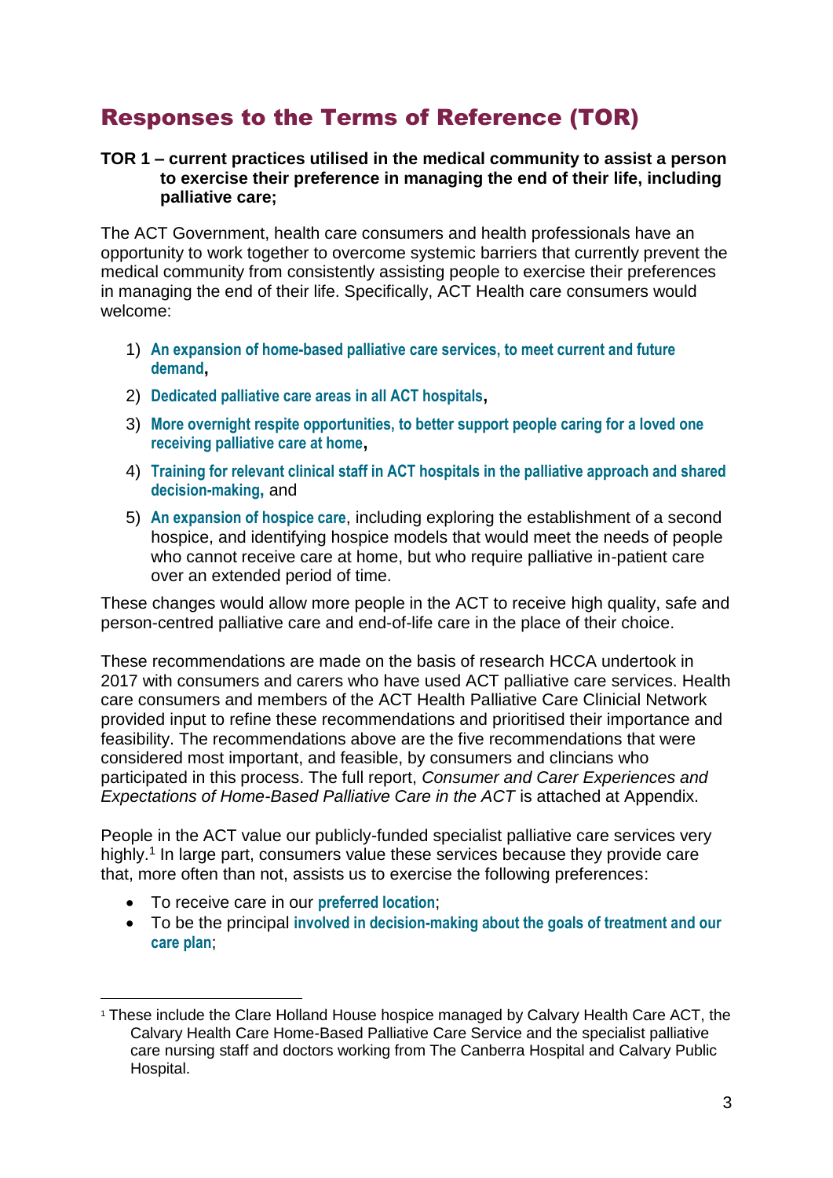## Responses to the Terms of Reference (TOR)

**TOR 1 – current practices utilised in the medical community to assist a person to exercise their preference in managing the end of their life, including palliative care;**

The ACT Government, health care consumers and health professionals have an opportunity to work together to overcome systemic barriers that currently prevent the medical community from consistently assisting people to exercise their preferences in managing the end of their life. Specifically, ACT Health care consumers would welcome:

1) **An expansion of home-based palliative care services, to meet current and future demand,**
2) **Dedicated palliative care areas in all ACT hospitals,**
3) **More overnight respite opportunities, to better support people caring for a loved one receiving palliative care at home,**
4) **Training for relevant clinical staff in ACT hospitals in the palliative approach and shared decision-making,** and
5) **An expansion of hospice care**, including exploring the establishment of a second hospice, and identifying hospice models that would meet the needs of people who cannot receive care at home, but who require palliative in-patient care over an extended period of time.

These changes would allow more people in the ACT to receive high quality, safe and person-centred palliative care and end-of-life care in the place of their choice.

These recommendations are made on the basis of research HCCA undertook in 2017 with consumers and carers who have used ACT palliative care services. Health care consumers and members of the ACT Health Palliative Care Clinicial Network provided input to refine these recommendations and prioritised their importance and feasibility. The recommendations above are the five recommendations that were considered most important, and feasible, by consumers and clincians who participated in this process. The full report, *Consumer and Carer Experiences and Expectations of Home-Based Palliative Care in the ACT* is attached at Appendix.

People in the ACT value our publicly-funded specialist palliative care services very highly.[1] In large part, consumers value these services because they provide care that, more often than not, assists us to exercise the following preferences:

- To receive care in our **preferred location**;
- To be the principal **involved in decision-making about the goals of treatment and our care plan**;

[1] These include the Clare Holland House hospice managed by Calvary Health Care ACT, the Calvary Health Care Home-Based Palliative Care Service and the specialist palliative care nursing staff and doctors working from The Canberra Hospital and Calvary Public Hospital.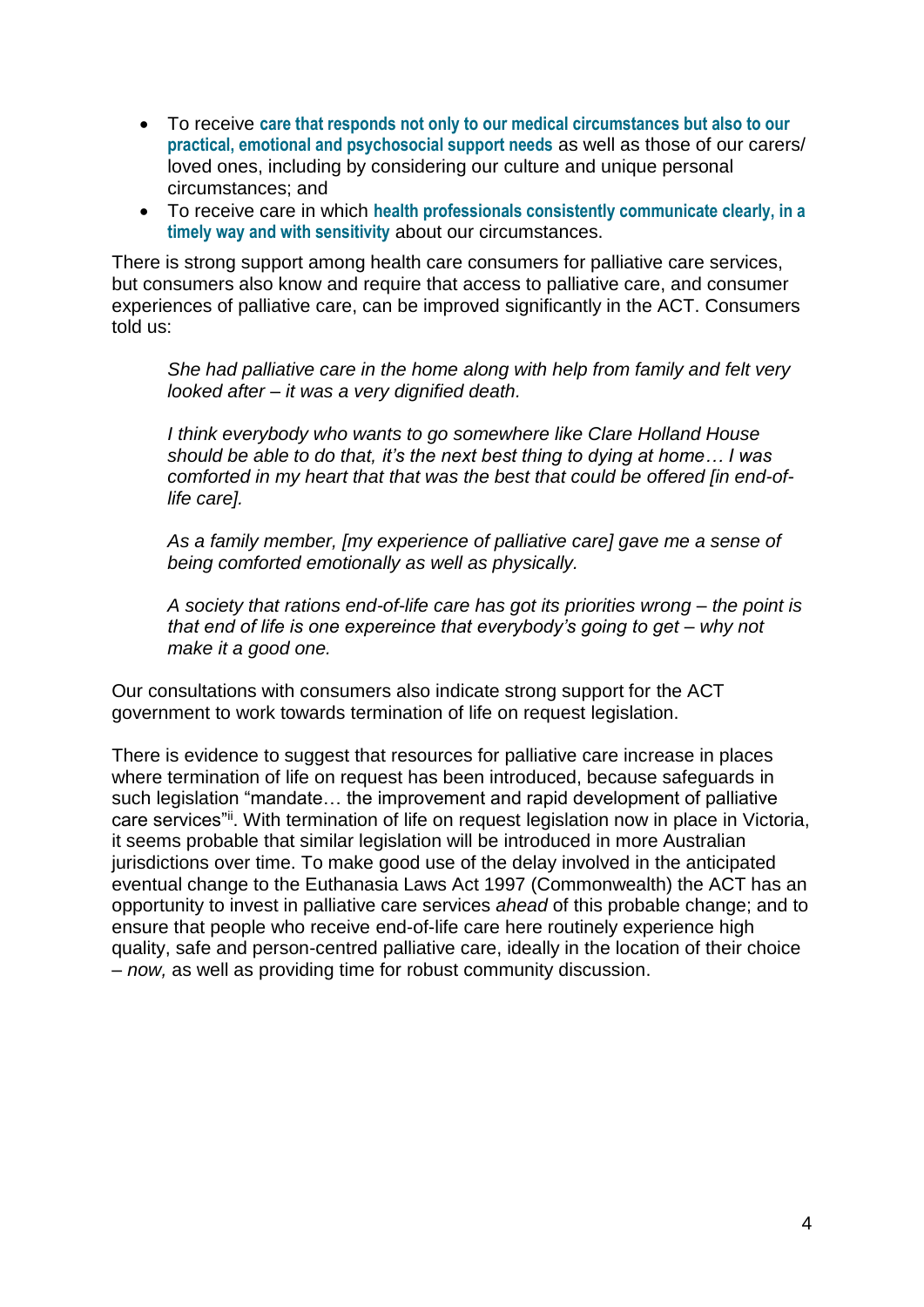- To receive **care that responds not only to our medical circumstances but also to our practical, emotional and psychosocial support needs** as well as those of our carers/ loved ones, including by considering our culture and unique personal circumstances; and
- To receive care in which **health professionals consistently communicate clearly, in a timely way and with sensitivity** about our circumstances.

There is strong support among health care consumers for palliative care services, but consumers also know and require that access to palliative care, and consumer experiences of palliative care, can be improved significantly in the ACT. Consumers told us:

> *She had palliative care in the home along with help from family and felt very looked after – it was a very dignified death.*
>
> *I think everybody who wants to go somewhere like Clare Holland House should be able to do that, it's the next best thing to dying at home… I was comforted in my heart that that was the best that could be offered [in end-of-life care].*
>
> *As a family member, [my experience of palliative care] gave me a sense of being comforted emotionally as well as physically.*
>
> *A society that rations end-of-life care has got its priorities wrong – the point is that end of life is one expereince that everybody's going to get – why not make it a good one.*

Our consultations with consumers also indicate strong support for the ACT government to work towards termination of life on request legislation.

There is evidence to suggest that resources for palliative care increase in places where termination of life on request has been introduced, because safeguards in such legislation "mandate… the improvement and rapid development of palliative care services"[ii]. With termination of life on request legislation now in place in Victoria, it seems probable that similar legislation will be introduced in more Australian jurisdictions over time. To make good use of the delay involved in the anticipated eventual change to the Euthanasia Laws Act 1997 (Commonwealth) the ACT has an opportunity to invest in palliative care services *ahead* of this probable change; and to ensure that people who receive end-of-life care here routinely experience high quality, safe and person-centred palliative care, ideally in the location of their choice – *now,* as well as providing time for robust community discussion.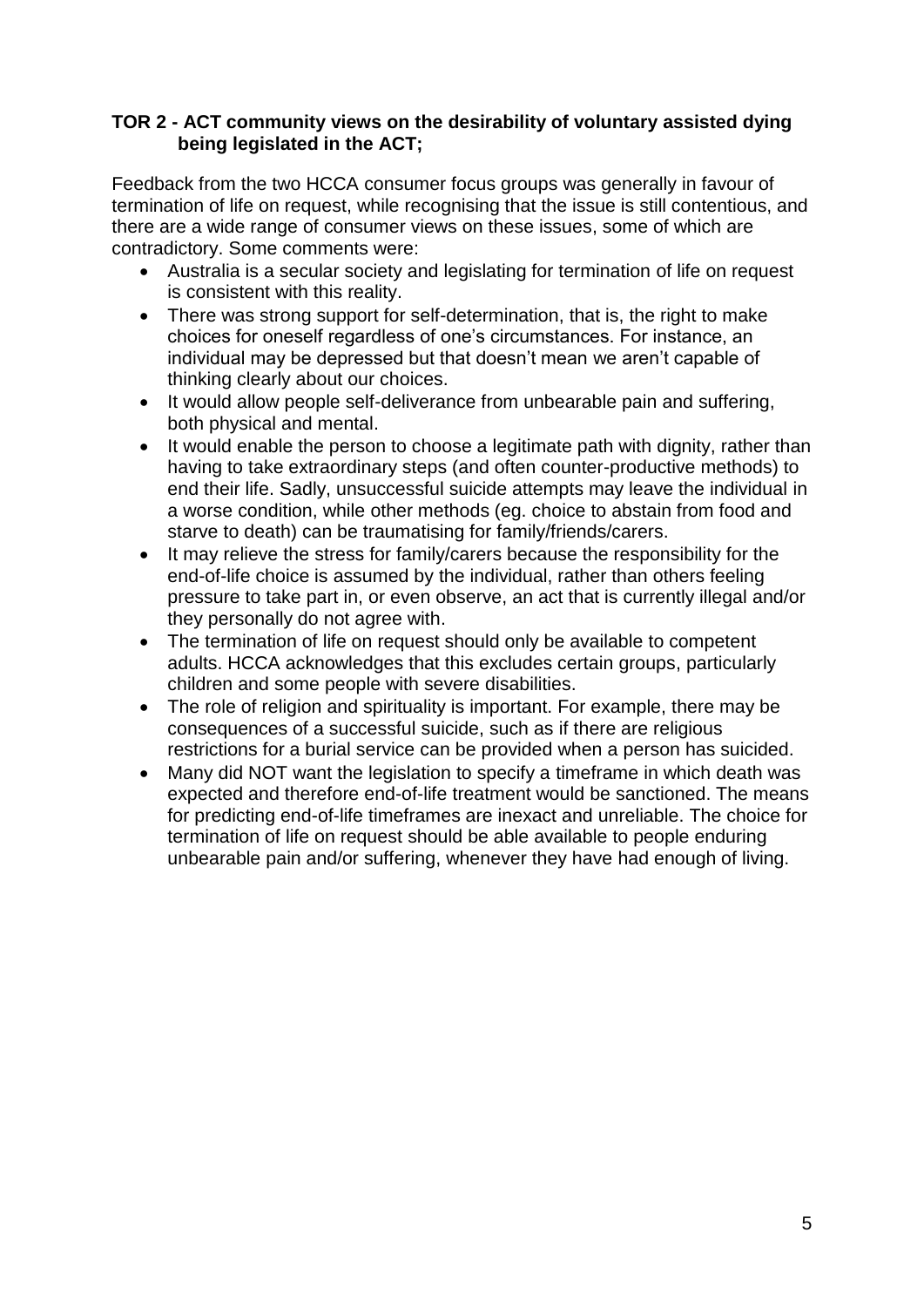**TOR 2 - ACT community views on the desirability of voluntary assisted dying being legislated in the ACT;**

Feedback from the two HCCA consumer focus groups was generally in favour of termination of life on request, while recognising that the issue is still contentious, and there are a wide range of consumer views on these issues, some of which are contradictory. Some comments were:

- Australia is a secular society and legislating for termination of life on request is consistent with this reality.
- There was strong support for self-determination, that is, the right to make choices for oneself regardless of one's circumstances. For instance, an individual may be depressed but that doesn't mean we aren't capable of thinking clearly about our choices.
- It would allow people self-deliverance from unbearable pain and suffering, both physical and mental.
- It would enable the person to choose a legitimate path with dignity, rather than having to take extraordinary steps (and often counter-productive methods) to end their life. Sadly, unsuccessful suicide attempts may leave the individual in a worse condition, while other methods (eg. choice to abstain from food and starve to death) can be traumatising for family/friends/carers.
- It may relieve the stress for family/carers because the responsibility for the end-of-life choice is assumed by the individual, rather than others feeling pressure to take part in, or even observe, an act that is currently illegal and/or they personally do not agree with.
- The termination of life on request should only be available to competent adults. HCCA acknowledges that this excludes certain groups, particularly children and some people with severe disabilities.
- The role of religion and spirituality is important. For example, there may be consequences of a successful suicide, such as if there are religious restrictions for a burial service can be provided when a person has suicided.
- Many did NOT want the legislation to specify a timeframe in which death was expected and therefore end-of-life treatment would be sanctioned. The means for predicting end-of-life timeframes are inexact and unreliable. The choice for termination of life on request should be able available to people enduring unbearable pain and/or suffering, whenever they have had enough of living.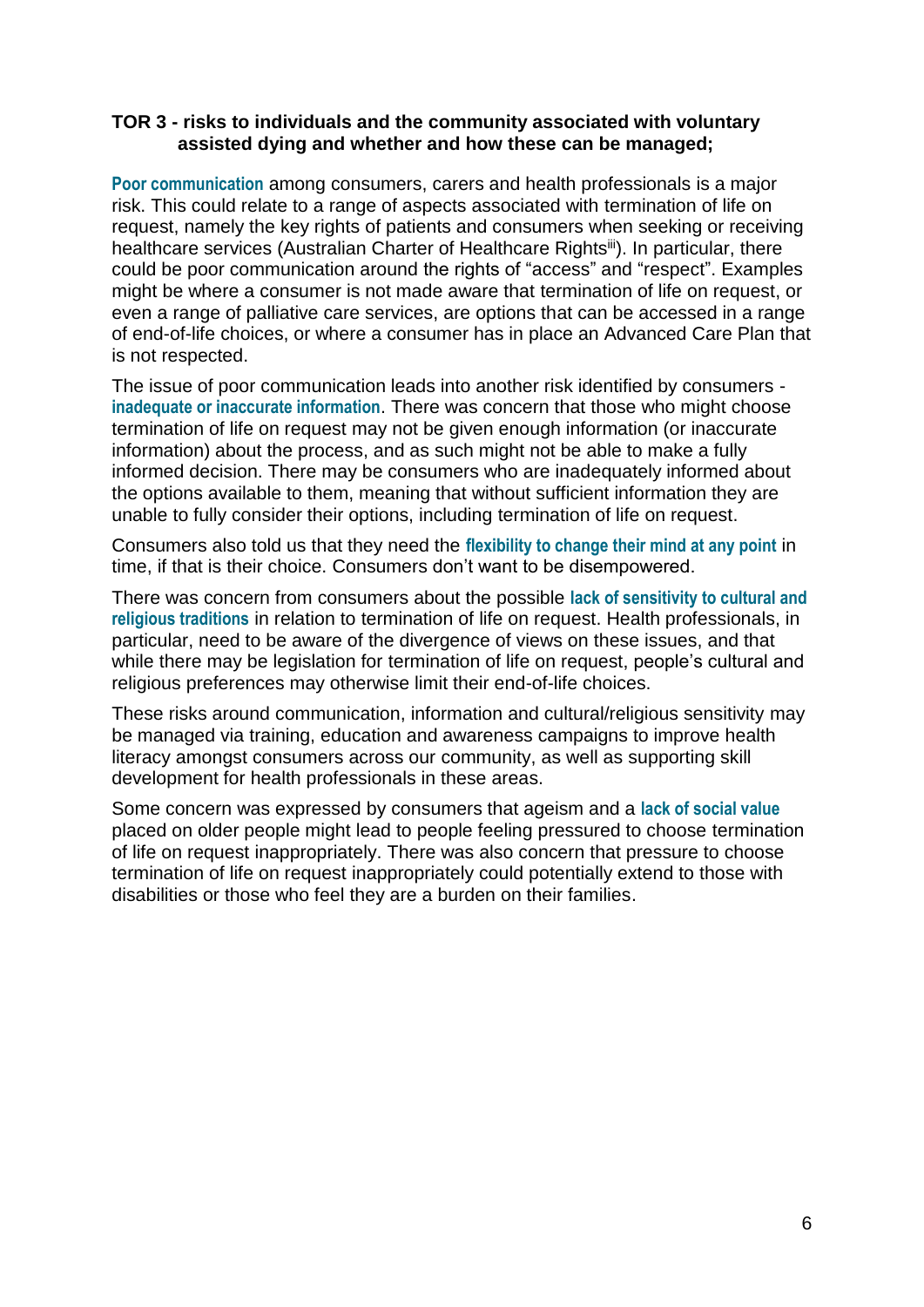**TOR 3 - risks to individuals and the community associated with voluntary assisted dying and whether and how these can be managed;**

**Poor communication** among consumers, carers and health professionals is a major risk. This could relate to a range of aspects associated with termination of life on request, namely the key rights of patients and consumers when seeking or receiving healthcare services (Australian Charter of Healthcare Rights[iii]). In particular, there could be poor communication around the rights of "access" and "respect". Examples might be where a consumer is not made aware that termination of life on request, or even a range of palliative care services, are options that can be accessed in a range of end-of-life choices, or where a consumer has in place an Advanced Care Plan that is not respected.

The issue of poor communication leads into another risk identified by consumers - **inadequate or inaccurate information**. There was concern that those who might choose termination of life on request may not be given enough information (or inaccurate information) about the process, and as such might not be able to make a fully informed decision. There may be consumers who are inadequately informed about the options available to them, meaning that without sufficient information they are unable to fully consider their options, including termination of life on request.

Consumers also told us that they need the **flexibility to change their mind at any point** in time, if that is their choice. Consumers don't want to be disempowered.

There was concern from consumers about the possible **lack of sensitivity to cultural and religious traditions** in relation to termination of life on request. Health professionals, in particular, need to be aware of the divergence of views on these issues, and that while there may be legislation for termination of life on request, people's cultural and religious preferences may otherwise limit their end-of-life choices.

These risks around communication, information and cultural/religious sensitivity may be managed via training, education and awareness campaigns to improve health literacy amongst consumers across our community, as well as supporting skill development for health professionals in these areas.

Some concern was expressed by consumers that ageism and a **lack of social value** placed on older people might lead to people feeling pressured to choose termination of life on request inappropriately. There was also concern that pressure to choose termination of life on request inappropriately could potentially extend to those with disabilities or those who feel they are a burden on their families.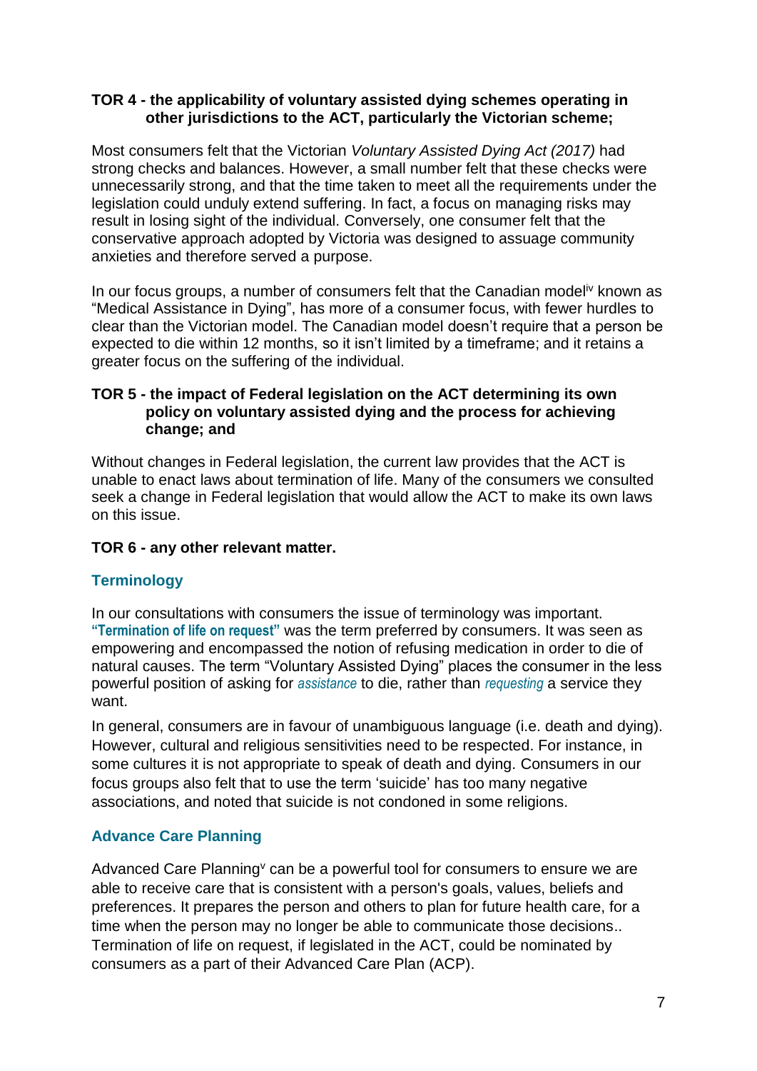**TOR 4 - the applicability of voluntary assisted dying schemes operating in other jurisdictions to the ACT, particularly the Victorian scheme;**

Most consumers felt that the Victorian *Voluntary Assisted Dying Act (2017)* had strong checks and balances. However, a small number felt that these checks were unnecessarily strong, and that the time taken to meet all the requirements under the legislation could unduly extend suffering. In fact, a focus on managing risks may result in losing sight of the individual. Conversely, one consumer felt that the conservative approach adopted by Victoria was designed to assuage community anxieties and therefore served a purpose.

In our focus groups, a number of consumers felt that the Canadian model[iv] known as "Medical Assistance in Dying", has more of a consumer focus, with fewer hurdles to clear than the Victorian model. The Canadian model doesn't require that a person be expected to die within 12 months, so it isn't limited by a timeframe; and it retains a greater focus on the suffering of the individual.

**TOR 5 - the impact of Federal legislation on the ACT determining its own policy on voluntary assisted dying and the process for achieving change; and**

Without changes in Federal legislation, the current law provides that the ACT is unable to enact laws about termination of life. Many of the consumers we consulted seek a change in Federal legislation that would allow the ACT to make its own laws on this issue.

**TOR 6 - any other relevant matter.**

## Terminology

In our consultations with consumers the issue of terminology was important. **"Termination of life on request"** was the term preferred by consumers. It was seen as empowering and encompassed the notion of refusing medication in order to die of natural causes. The term "Voluntary Assisted Dying" places the consumer in the less powerful position of asking for *assistance* to die, rather than *requesting* a service they want.

In general, consumers are in favour of unambiguous language (i.e. death and dying). However, cultural and religious sensitivities need to be respected. For instance, in some cultures it is not appropriate to speak of death and dying. Consumers in our focus groups also felt that to use the term 'suicide' has too many negative associations, and noted that suicide is not condoned in some religions.

## Advance Care Planning

Advanced Care Planning[v] can be a powerful tool for consumers to ensure we are able to receive care that is consistent with a person's goals, values, beliefs and preferences. It prepares the person and others to plan for future health care, for a time when the person may no longer be able to communicate those decisions.. Termination of life on request, if legislated in the ACT, could be nominated by consumers as a part of their Advanced Care Plan (ACP).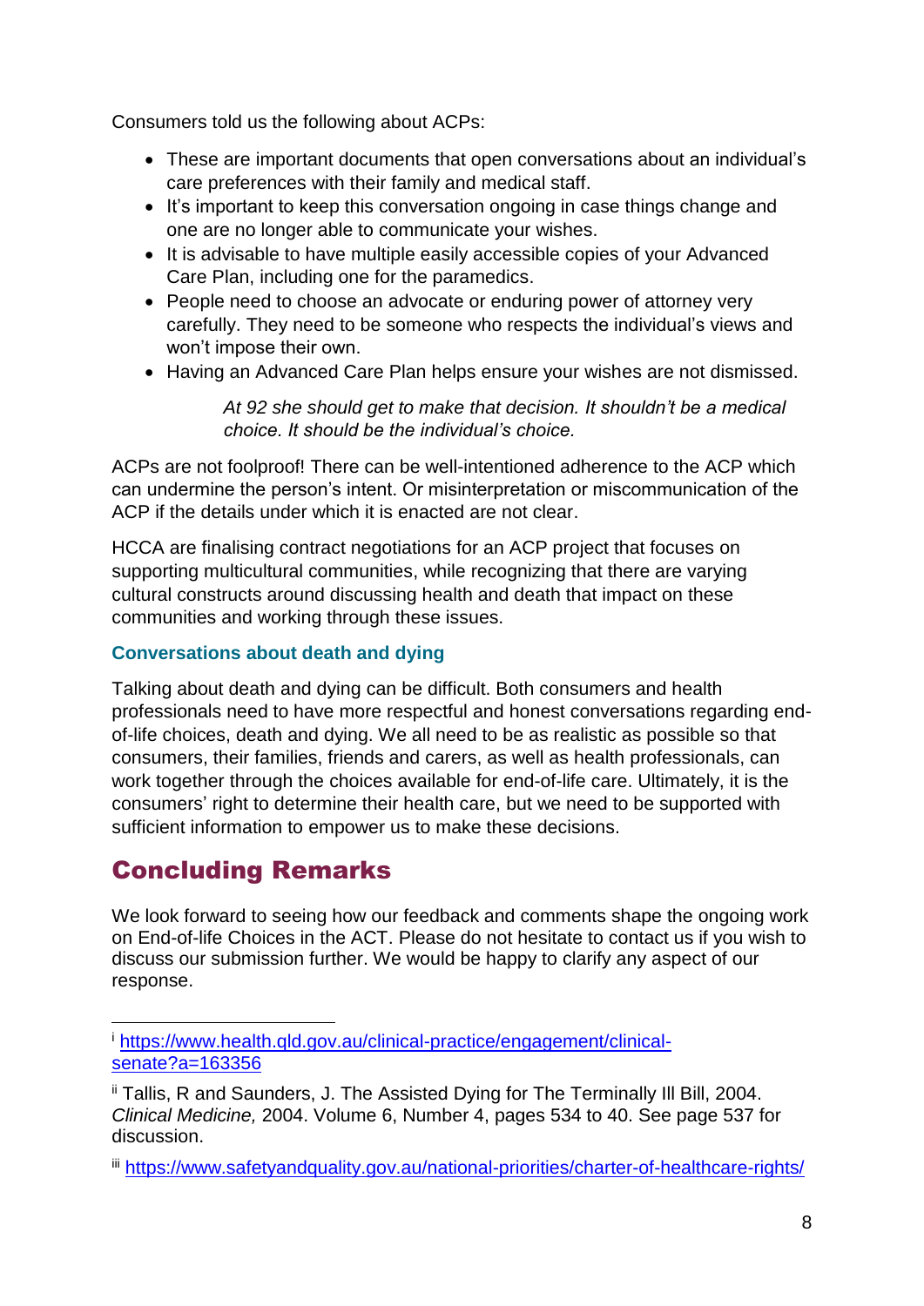Consumers told us the following about ACPs:

- These are important documents that open conversations about an individual's care preferences with their family and medical staff.
- It's important to keep this conversation ongoing in case things change and one are no longer able to communicate your wishes.
- It is advisable to have multiple easily accessible copies of your Advanced Care Plan, including one for the paramedics.
- People need to choose an advocate or enduring power of attorney very carefully. They need to be someone who respects the individual's views and won't impose their own.
- Having an Advanced Care Plan helps ensure your wishes are not dismissed.

> *At 92 she should get to make that decision. It shouldn't be a medical choice. It should be the individual's choice.*

ACPs are not foolproof! There can be well-intentioned adherence to the ACP which can undermine the person's intent. Or misinterpretation or miscommunication of the ACP if the details under which it is enacted are not clear.

HCCA are finalising contract negotiations for an ACP project that focuses on supporting multicultural communities, while recognizing that there are varying cultural constructs around discussing health and death that impact on these communities and working through these issues.

### Conversations about death and dying

Talking about death and dying can be difficult. Both consumers and health professionals need to have more respectful and honest conversations regarding end-of-life choices, death and dying. We all need to be as realistic as possible so that consumers, their families, friends and carers, as well as health professionals, can work together through the choices available for end-of-life care. Ultimately, it is the consumers' right to determine their health care, but we need to be supported with sufficient information to empower us to make these decisions.

## Concluding Remarks

We look forward to seeing how our feedback and comments shape the ongoing work on End-of-life Choices in the ACT. Please do not hesitate to contact us if you wish to discuss our submission further. We would be happy to clarify any aspect of our response.

---

[i] https://www.health.qld.gov.au/clinical-practice/engagement/clinical-senate?a=163356

[ii] Tallis, R and Saunders, J. The Assisted Dying for The Terminally Ill Bill, 2004. *Clinical Medicine,* 2004. Volume 6, Number 4, pages 534 to 40. See page 537 for discussion.

[iii] https://www.safetyandquality.gov.au/national-priorities/charter-of-healthcare-rights/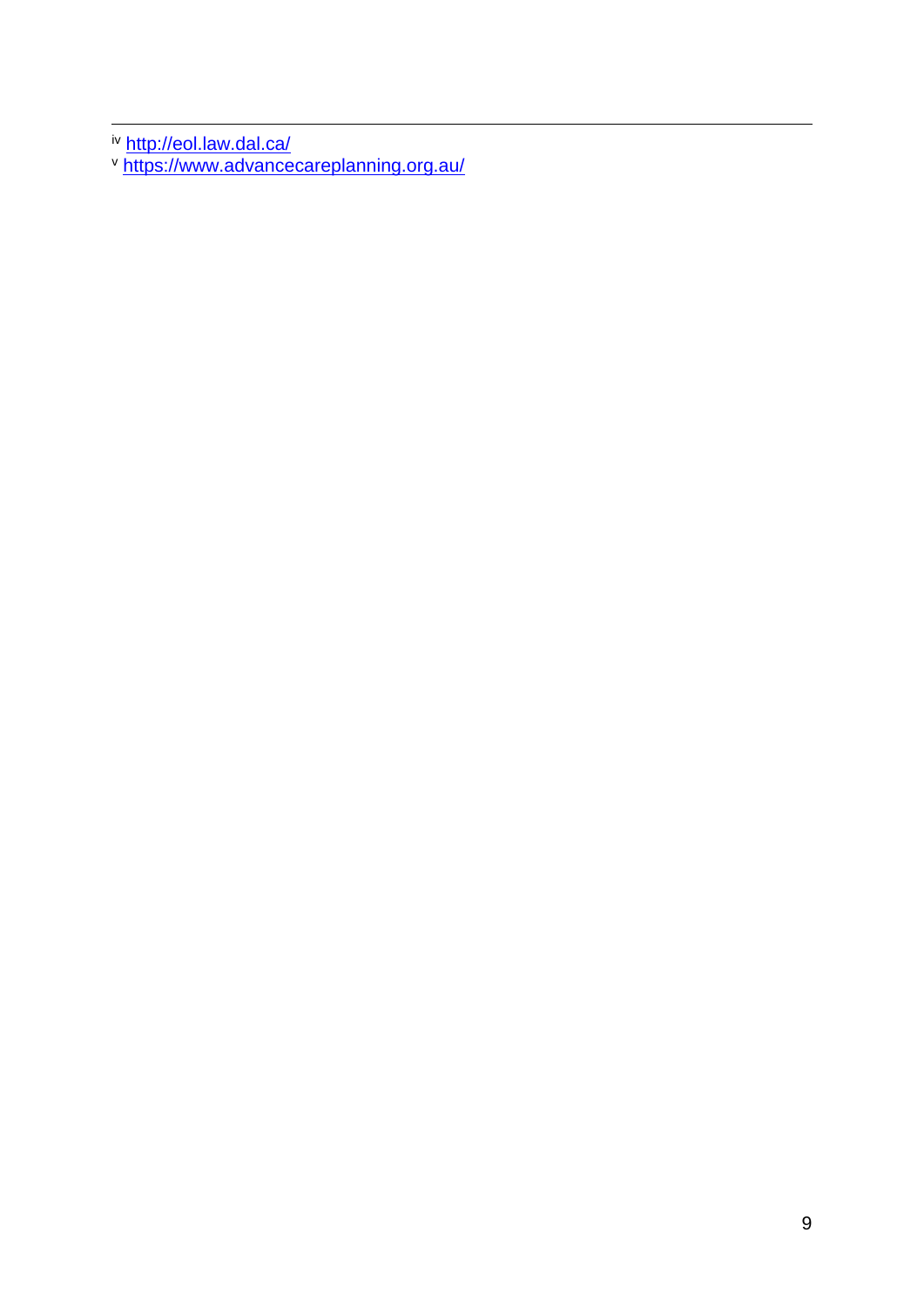---

[iv] http://eol.law.dal.ca/

[v] https://www.advancecareplanning.org.au/